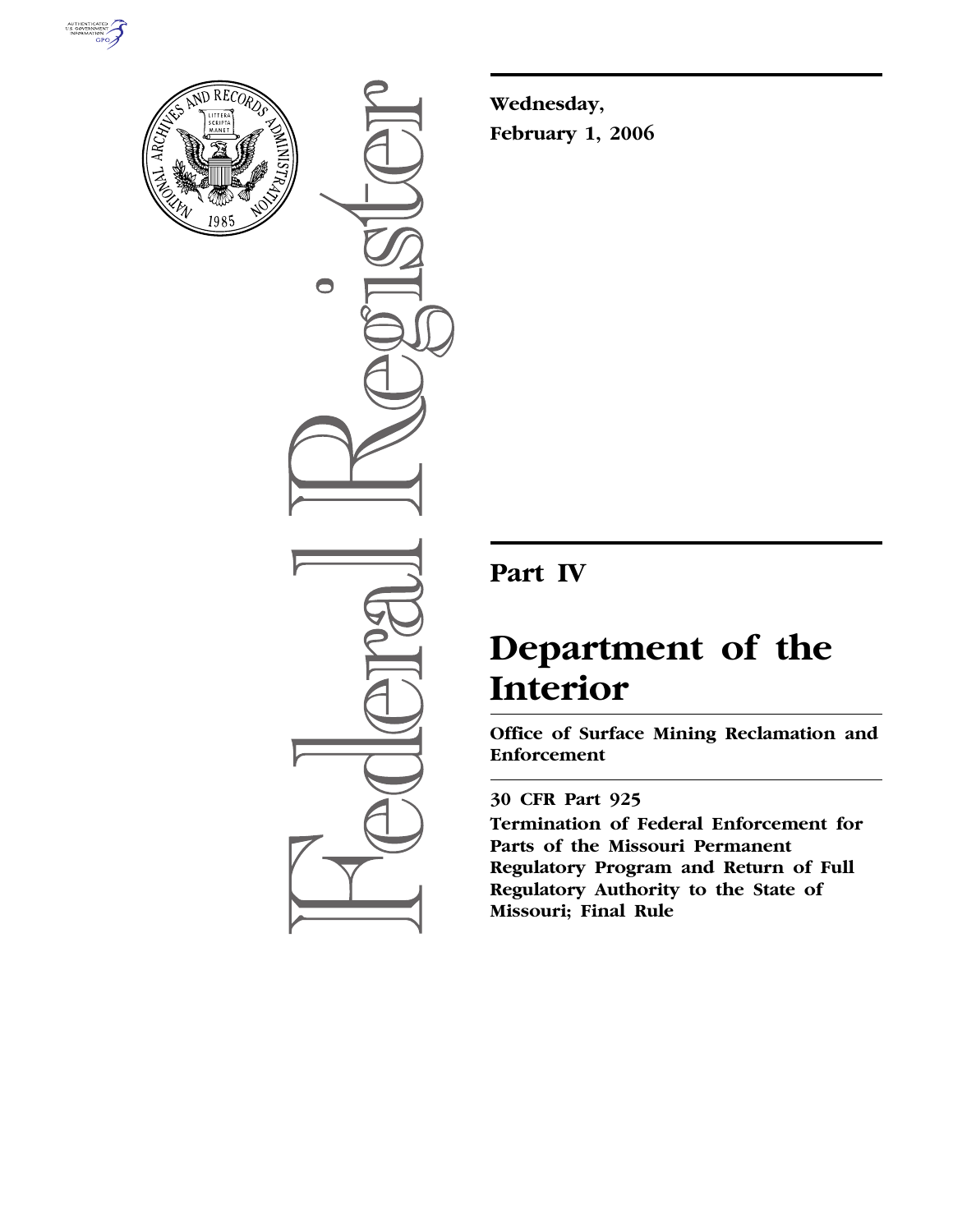**Wednesday,**
**February 1, 2006**

---

# Part IV

# Department of the Interior

## Office of Surface Mining Reclamation and Enforcement

---

### 30 CFR Part 925

**Termination of Federal Enforcement for Parts of the Missouri Permanent Regulatory Program and Return of Full Regulatory Authority to the State of Missouri; Final Rule**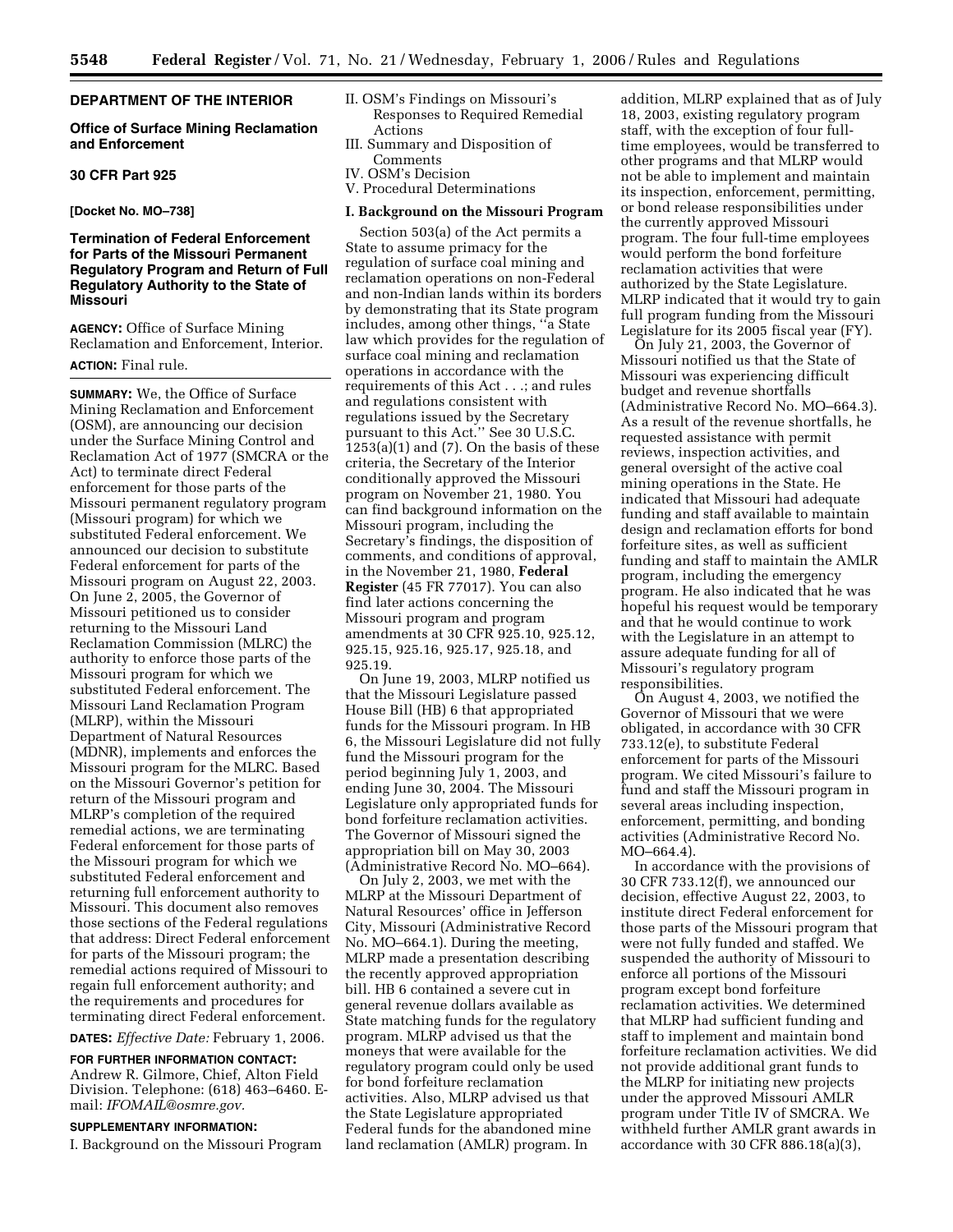**DEPARTMENT OF THE INTERIOR**

**Office of Surface Mining Reclamation and Enforcement**

**30 CFR Part 925**

**[Docket No. MO–738]**

## Termination of Federal Enforcement for Parts of the Missouri Permanent Regulatory Program and Return of Full Regulatory Authority to the State of Missouri

**AGENCY:** Office of Surface Mining Reclamation and Enforcement, Interior.

**ACTION:** Final rule.

**SUMMARY:** We, the Office of Surface Mining Reclamation and Enforcement (OSM), are announcing our decision under the Surface Mining Control and Reclamation Act of 1977 (SMCRA or the Act) to terminate direct Federal enforcement for those parts of the Missouri permanent regulatory program (Missouri program) for which we substituted Federal enforcement. We announced our decision to substitute Federal enforcement for parts of the Missouri program on August 22, 2003. On June 2, 2005, the Governor of Missouri petitioned us to consider returning to the Missouri Land Reclamation Commission (MLRC) the authority to enforce those parts of the Missouri program for which we substituted Federal enforcement. The Missouri Land Reclamation Program (MLRP), within the Missouri Department of Natural Resources (MDNR), implements and enforces the Missouri program for the MLRC. Based on the Missouri Governor's petition for return of the Missouri program and MLRP's completion of the required remedial actions, we are terminating Federal enforcement for those parts of the Missouri program for which we substituted Federal enforcement and returning full enforcement authority to Missouri. This document also removes those sections of the Federal regulations that address: Direct Federal enforcement for parts of the Missouri program; the remedial actions required of Missouri to regain full enforcement authority; and the requirements and procedures for terminating direct Federal enforcement.

**DATES:** *Effective Date:* February 1, 2006.

**FOR FURTHER INFORMATION CONTACT:** Andrew R. Gilmore, Chief, Alton Field Division. Telephone: (618) 463–6460. E-mail: *IFOMAIL@osmre.gov.*

**SUPPLEMENTARY INFORMATION:**

I. Background on the Missouri Program
II. OSM's Findings on Missouri's Responses to Required Remedial Actions
III. Summary and Disposition of Comments
IV. OSM's Decision
V. Procedural Determinations

### I. Background on the Missouri Program

Section 503(a) of the Act permits a State to assume primacy for the regulation of surface coal mining and reclamation operations on non-Federal and non-Indian lands within its borders by demonstrating that its State program includes, among other things, "a State law which provides for the regulation of surface coal mining and reclamation operations in accordance with the requirements of this Act . . .; and rules and regulations consistent with regulations issued by the Secretary pursuant to this Act." See 30 U.S.C. 1253(a)(1) and (7). On the basis of these criteria, the Secretary of the Interior conditionally approved the Missouri program on November 21, 1980. You can find background information on the Missouri program, including the Secretary's findings, the disposition of comments, and conditions of approval, in the November 21, 1980, **Federal Register** (45 FR 77017). You can also find later actions concerning the Missouri program and program amendments at 30 CFR 925.10, 925.12, 925.15, 925.16, 925.17, 925.18, and 925.19.

On June 19, 2003, MLRP notified us that the Missouri Legislature passed House Bill (HB) 6 that appropriated funds for the Missouri program. In HB 6, the Missouri Legislature did not fully fund the Missouri program for the period beginning July 1, 2003, and ending June 30, 2004. The Missouri Legislature only appropriated funds for bond forfeiture reclamation activities. The Governor of Missouri signed the appropriation bill on May 30, 2003 (Administrative Record No. MO–664).

On July 2, 2003, we met with the MLRP at the Missouri Department of Natural Resources' office in Jefferson City, Missouri (Administrative Record No. MO–664.1). During the meeting, MLRP made a presentation describing the recently approved appropriation bill. HB 6 contained a severe cut in general revenue dollars available as State matching funds for the regulatory program. MLRP advised us that the moneys that were available for the regulatory program could only be used for bond forfeiture reclamation activities. Also, MLRP advised us that the State Legislature appropriated Federal funds for the abandoned mine land reclamation (AMLR) program. In addition, MLRP explained that as of July 18, 2003, existing regulatory program staff, with the exception of four full-time employees, would be transferred to other programs and that MLRP would not be able to implement and maintain its inspection, enforcement, permitting, or bond release responsibilities under the currently approved Missouri program. The four full-time employees would perform the bond forfeiture reclamation activities that were authorized by the State Legislature. MLRP indicated that it would try to gain full program funding from the Missouri Legislature for its 2005 fiscal year (FY).

On July 21, 2003, the Governor of Missouri notified us that the State of Missouri was experiencing difficult budget and revenue shortfalls (Administrative Record No. MO–664.3). As a result of the revenue shortfalls, he requested assistance with permit reviews, inspection activities, and general oversight of the active coal mining operations in the State. He indicated that Missouri had adequate funding and staff available to maintain design and reclamation efforts for bond forfeiture sites, as well as sufficient funding and staff to maintain the AMLR program, including the emergency program. He also indicated that he was hopeful his request would be temporary and that he would continue to work with the Legislature in an attempt to assure adequate funding for all of Missouri's regulatory program responsibilities.

On August 4, 2003, we notified the Governor of Missouri that we were obligated, in accordance with 30 CFR 733.12(e), to substitute Federal enforcement for parts of the Missouri program. We cited Missouri's failure to fund and staff the Missouri program in several areas including inspection, enforcement, permitting, and bonding activities (Administrative Record No. MO–664.4).

In accordance with the provisions of 30 CFR 733.12(f), we announced our decision, effective August 22, 2003, to institute direct Federal enforcement for those parts of the Missouri program that were not fully funded and staffed. We suspended the authority of Missouri to enforce all portions of the Missouri program except bond forfeiture reclamation activities. We determined that MLRP had sufficient funding and staff to implement and maintain bond forfeiture reclamation activities. We did not provide additional grant funds to the MLRP for initiating new projects under the approved Missouri AMLR program under Title IV of SMCRA. We withheld further AMLR grant awards in accordance with 30 CFR 886.18(a)(3),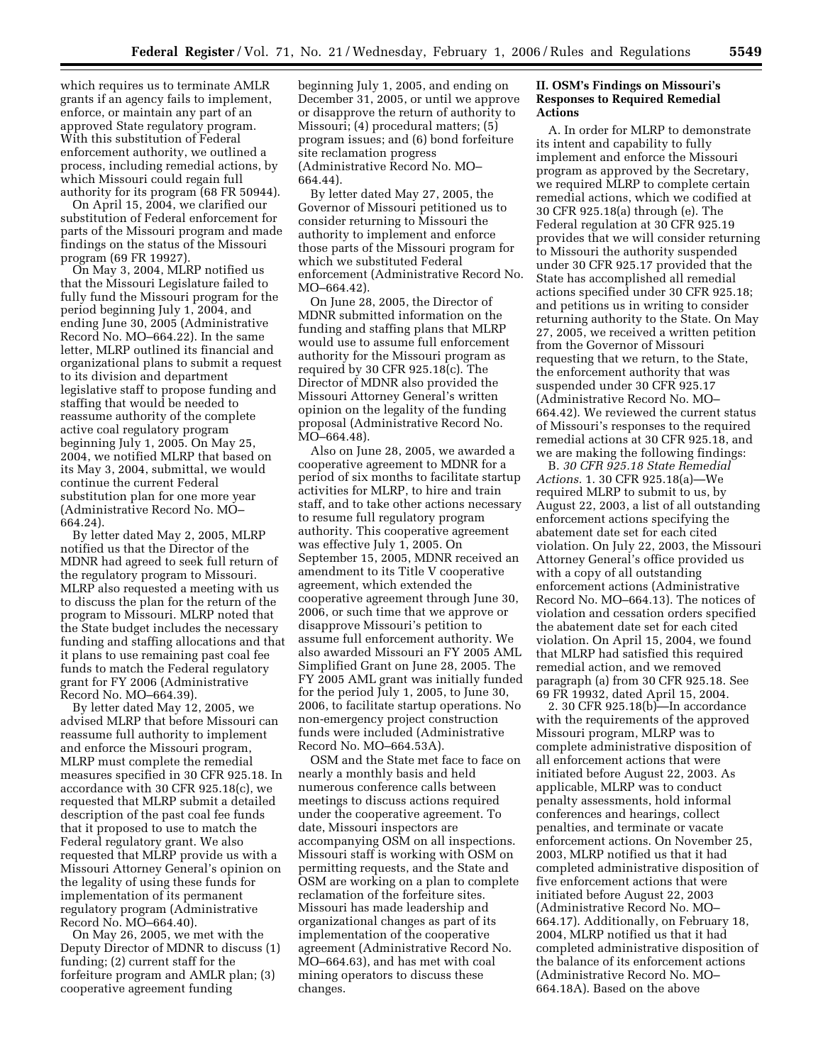which requires us to terminate AMLR grants if an agency fails to implement, enforce, or maintain any part of an approved State regulatory program. With this substitution of Federal enforcement authority, we outlined a process, including remedial actions, by which Missouri could regain full authority for its program (68 FR 50944).

On April 15, 2004, we clarified our substitution of Federal enforcement for parts of the Missouri program and made findings on the status of the Missouri program (69 FR 19927).

On May 3, 2004, MLRP notified us that the Missouri Legislature failed to fully fund the Missouri program for the period beginning July 1, 2004, and ending June 30, 2005 (Administrative Record No. MO–664.22). In the same letter, MLRP outlined its financial and organizational plans to submit a request to its division and department legislative staff to propose funding and staffing that would be needed to reassume authority of the complete active coal regulatory program beginning July 1, 2005. On May 25, 2004, we notified MLRP that based on its May 3, 2004, submittal, we would continue the current Federal substitution plan for one more year (Administrative Record No. MO–664.24).

By letter dated May 2, 2005, MLRP notified us that the Director of the MDNR had agreed to seek full return of the regulatory program to Missouri. MLRP also requested a meeting with us to discuss the plan for the return of the program to Missouri. MLRP noted that the State budget includes the necessary funding and staffing allocations and that it plans to use remaining past coal fee funds to match the Federal regulatory grant for FY 2006 (Administrative Record No. MO–664.39).

By letter dated May 12, 2005, we advised MLRP that before Missouri can reassume full authority to implement and enforce the Missouri program, MLRP must complete the remedial measures specified in 30 CFR 925.18. In accordance with 30 CFR 925.18(c), we requested that MLRP submit a detailed description of the past coal fee funds that it proposed to use to match the Federal regulatory grant. We also requested that MLRP provide us with a Missouri Attorney General's opinion on the legality of using these funds for implementation of its permanent regulatory program (Administrative Record No. MO–664.40).

On May 26, 2005, we met with the Deputy Director of MDNR to discuss (1) funding; (2) current staff for the forfeiture program and AMLR plan; (3) cooperative agreement funding beginning July 1, 2005, and ending on December 31, 2005, or until we approve or disapprove the return of authority to Missouri; (4) procedural matters; (5) program issues; and (6) bond forfeiture site reclamation progress (Administrative Record No. MO–664.44).

By letter dated May 27, 2005, the Governor of Missouri petitioned us to consider returning to Missouri the authority to implement and enforce those parts of the Missouri program for which we substituted Federal enforcement (Administrative Record No. MO–664.42).

On June 28, 2005, the Director of MDNR submitted information on the funding and staffing plans that MLRP would use to assume full enforcement authority for the Missouri program as required by 30 CFR 925.18(c). The Director of MDNR also provided the Missouri Attorney General's written opinion on the legality of the funding proposal (Administrative Record No. MO–664.48).

Also on June 28, 2005, we awarded a cooperative agreement to MDNR for a period of six months to facilitate startup activities for MLRP, to hire and train staff, and to take other actions necessary to resume full regulatory program authority. This cooperative agreement was effective July 1, 2005. On September 15, 2005, MDNR received an amendment to its Title V cooperative agreement, which extended the cooperative agreement through June 30, 2006, or such time that we approve or disapprove Missouri's petition to assume full enforcement authority. We also awarded Missouri an FY 2005 AML Simplified Grant on June 28, 2005. The FY 2005 AML grant was initially funded for the period July 1, 2005, to June 30, 2006, to facilitate startup operations. No non-emergency project construction funds were included (Administrative Record No. MO–664.53A).

OSM and the State met face to face on nearly a monthly basis and held numerous conference calls between meetings to discuss actions required under the cooperative agreement. To date, Missouri inspectors are accompanying OSM on all inspections. Missouri staff is working with OSM on permitting requests, and the State and OSM are working on a plan to complete reclamation of the forfeiture sites. Missouri has made leadership and organizational changes as part of its implementation of the cooperative agreement (Administrative Record No. MO–664.63), and has met with coal mining operators to discuss these changes.

## II. OSM's Findings on Missouri's Responses to Required Remedial Actions

A. In order for MLRP to demonstrate its intent and capability to fully implement and enforce the Missouri program as approved by the Secretary, we required MLRP to complete certain remedial actions, which we codified at 30 CFR 925.18(a) through (e). The Federal regulation at 30 CFR 925.19 provides that we will consider returning to Missouri the authority suspended under 30 CFR 925.17 provided that the State has accomplished all remedial actions specified under 30 CFR 925.18; and petitions us in writing to consider returning authority to the State. On May 27, 2005, we received a written petition from the Governor of Missouri requesting that we return, to the State, the enforcement authority that was suspended under 30 CFR 925.17 (Administrative Record No. MO–664.42). We reviewed the current status of Missouri's responses to the required remedial actions at 30 CFR 925.18, and we are making the following findings:

B. *30 CFR 925.18 State Remedial Actions.* 1. 30 CFR 925.18(a)—We required MLRP to submit to us, by August 22, 2003, a list of all outstanding enforcement actions specifying the abatement date set for each cited violation. On July 22, 2003, the Missouri Attorney General's office provided us with a copy of all outstanding enforcement actions (Administrative Record No. MO–664.13). The notices of violation and cessation orders specified the abatement date set for each cited violation. On April 15, 2004, we found that MLRP had satisfied this required remedial action, and we removed paragraph (a) from 30 CFR 925.18. See 69 FR 19932, dated April 15, 2004.

2. 30 CFR 925.18(b)—In accordance with the requirements of the approved Missouri program, MLRP was to complete administrative disposition of all enforcement actions that were initiated before August 22, 2003. As applicable, MLRP was to conduct penalty assessments, hold informal conferences and hearings, collect penalties, and terminate or vacate enforcement actions. On November 25, 2003, MLRP notified us that it had completed administrative disposition of five enforcement actions that were initiated before August 22, 2003 (Administrative Record No. MO–664.17). Additionally, on February 18, 2004, MLRP notified us that it had completed administrative disposition of the balance of its enforcement actions (Administrative Record No. MO–664.18A). Based on the above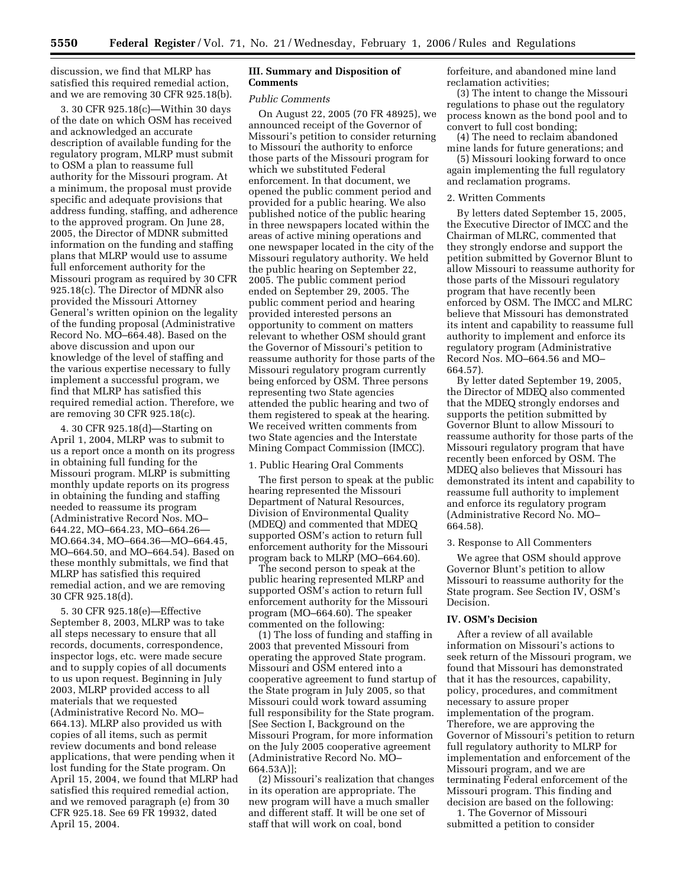discussion, we find that MLRP has satisfied this required remedial action, and we are removing 30 CFR 925.18(b).

3. 30 CFR 925.18(c)—Within 30 days of the date on which OSM has received and acknowledged an accurate description of available funding for the regulatory program, MLRP must submit to OSM a plan to reassume full authority for the Missouri program. At a minimum, the proposal must provide specific and adequate provisions that address funding, staffing, and adherence to the approved program. On June 28, 2005, the Director of MDNR submitted information on the funding and staffing plans that MLRP would use to assume full enforcement authority for the Missouri program as required by 30 CFR 925.18(c). The Director of MDNR also provided the Missouri Attorney General's written opinion on the legality of the funding proposal (Administrative Record No. MO–664.48). Based on the above discussion and upon our knowledge of the level of staffing and the various expertise necessary to fully implement a successful program, we find that MLRP has satisfied this required remedial action. Therefore, we are removing 30 CFR 925.18(c).

4. 30 CFR 925.18(d)—Starting on April 1, 2004, MLRP was to submit to us a report once a month on its progress in obtaining full funding for the Missouri program. MLRP is submitting monthly update reports on its progress in obtaining the funding and staffing needed to reassume its program (Administrative Record Nos. MO–644.22, MO–664.23, MO–664.26—MO.664.34, MO–664.36—MO–664.45, MO–664.50, and MO–664.54). Based on these monthly submittals, we find that MLRP has satisfied this required remedial action, and we are removing 30 CFR 925.18(d).

5. 30 CFR 925.18(e)—Effective September 8, 2003, MLRP was to take all steps necessary to ensure that all records, documents, correspondence, inspector logs, etc. were made secure and to supply copies of all documents to us upon request. Beginning in July 2003, MLRP provided access to all materials that we requested (Administrative Record No. MO–664.13). MLRP also provided us with copies of all items, such as permit review documents and bond release applications, that were pending when it lost funding for the State program. On April 15, 2004, we found that MLRP had satisfied this required remedial action, and we removed paragraph (e) from 30 CFR 925.18. See 69 FR 19932, dated April 15, 2004.

## III. Summary and Disposition of Comments

*Public Comments*

On August 22, 2005 (70 FR 48925), we announced receipt of the Governor of Missouri's petition to consider returning to Missouri the authority to enforce those parts of the Missouri program for which we substituted Federal enforcement. In that document, we opened the public comment period and provided for a public hearing. We also published notice of the public hearing in three newspapers located within the areas of active mining operations and one newspaper located in the city of the Missouri regulatory authority. We held the public hearing on September 22, 2005. The public comment period ended on September 29, 2005. The public comment period and hearing provided interested persons an opportunity to comment on matters relevant to whether OSM should grant the Governor of Missouri's petition to reassume authority for those parts of the Missouri regulatory program currently being enforced by OSM. Three persons representing two State agencies attended the public hearing and two of them registered to speak at the hearing. We received written comments from two State agencies and the Interstate Mining Compact Commission (IMCC).

1. Public Hearing Oral Comments

The first person to speak at the public hearing represented the Missouri Department of Natural Resources, Division of Environmental Quality (MDEQ) and commented that MDEQ supported OSM's action to return full enforcement authority for the Missouri program back to MLRP (MO–664.60).

The second person to speak at the public hearing represented MLRP and supported OSM's action to return full enforcement authority for the Missouri program (MO–664.60). The speaker commented on the following:

(1) The loss of funding and staffing in 2003 that prevented Missouri from operating the approved State program. Missouri and OSM entered into a cooperative agreement to fund startup of the State program in July 2005, so that Missouri could work toward assuming full responsibility for the State program. [See Section I, Background on the Missouri Program, for more information on the July 2005 cooperative agreement (Administrative Record No. MO–664.53A)];

(2) Missouri's realization that changes in its operation are appropriate. The new program will have a much smaller and different staff. It will be one set of staff that will work on coal, bond forfeiture, and abandoned mine land reclamation activities;

(3) The intent to change the Missouri regulations to phase out the regulatory process known as the bond pool and to convert to full cost bonding;

(4) The need to reclaim abandoned mine lands for future generations; and

(5) Missouri looking forward to once again implementing the full regulatory and reclamation programs.

2. Written Comments

By letters dated September 15, 2005, the Executive Director of IMCC and the Chairman of MLRC, commented that they strongly endorse and support the petition submitted by Governor Blunt to allow Missouri to reassume authority for those parts of the Missouri regulatory program that have recently been enforced by OSM. The IMCC and MLRC believe that Missouri has demonstrated its intent and capability to reassume full authority to implement and enforce its regulatory program (Administrative Record Nos. MO–664.56 and MO–664.57).

By letter dated September 19, 2005, the Director of MDEQ also commented that the MDEQ strongly endorses and supports the petition submitted by Governor Blunt to allow Missouri to reassume authority for those parts of the Missouri regulatory program that have recently been enforced by OSM. The MDEQ also believes that Missouri has demonstrated its intent and capability to reassume full authority to implement and enforce its regulatory program (Administrative Record No. MO–664.58).

3. Response to All Commenters

We agree that OSM should approve Governor Blunt's petition to allow Missouri to reassume authority for the State program. See Section IV, OSM's Decision.

## IV. OSM's Decision

After a review of all available information on Missouri's actions to seek return of the Missouri program, we found that Missouri has demonstrated that it has the resources, capability, policy, procedures, and commitment necessary to assure proper implementation of the program. Therefore, we are approving the Governor of Missouri's petition to return full regulatory authority to MLRP for implementation and enforcement of the Missouri program, and we are terminating Federal enforcement of the Missouri program. This finding and decision are based on the following:

1. The Governor of Missouri submitted a petition to consider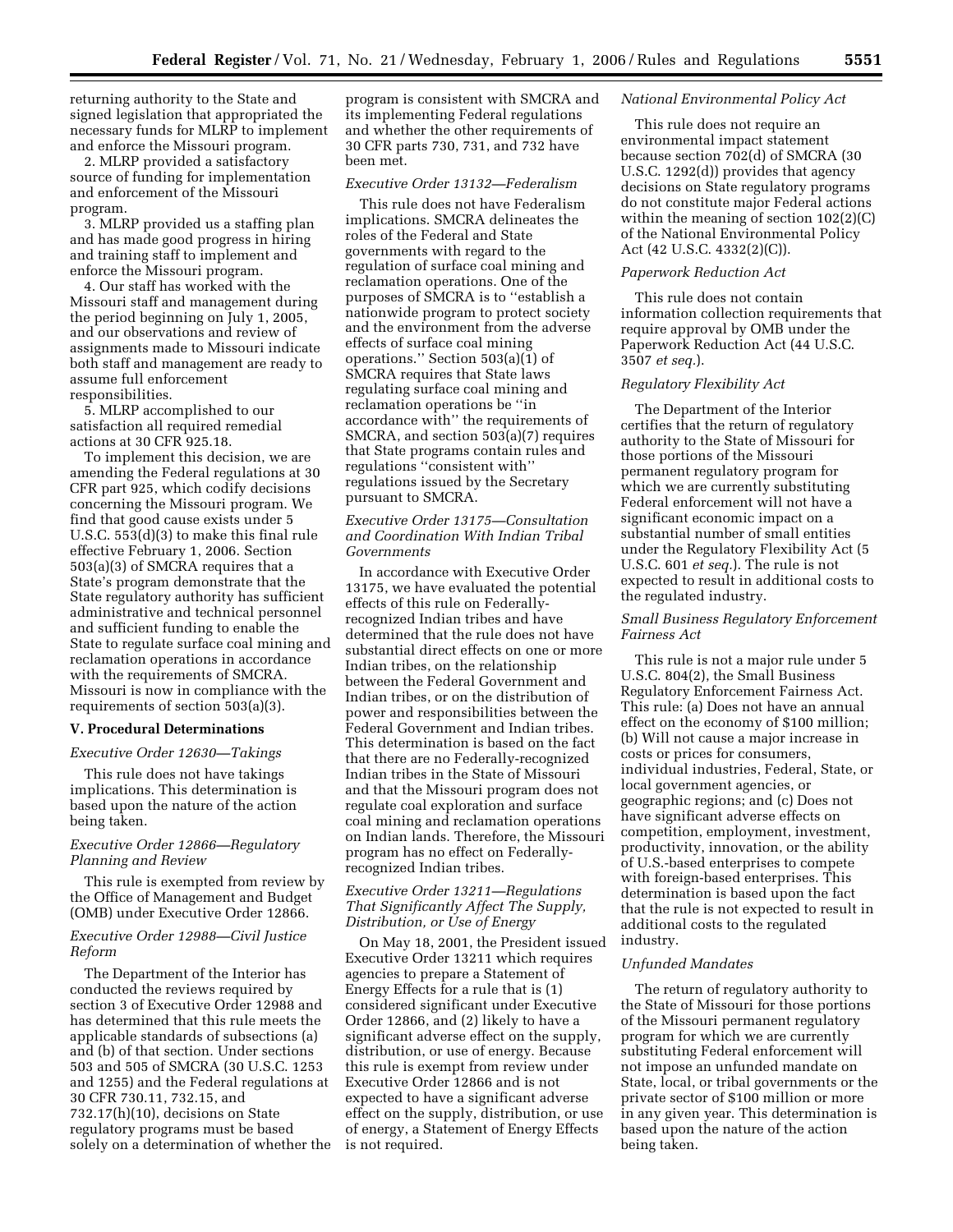returning authority to the State and signed legislation that appropriated the necessary funds for MLRP to implement and enforce the Missouri program.

2. MLRP provided a satisfactory source of funding for implementation and enforcement of the Missouri program.

3. MLRP provided us a staffing plan and has made good progress in hiring and training staff to implement and enforce the Missouri program.

4. Our staff has worked with the Missouri staff and management during the period beginning on July 1, 2005, and our observations and review of assignments made to Missouri indicate both staff and management are ready to assume full enforcement responsibilities.

5. MLRP accomplished to our satisfaction all required remedial actions at 30 CFR 925.18.

To implement this decision, we are amending the Federal regulations at 30 CFR part 925, which codify decisions concerning the Missouri program. We find that good cause exists under 5 U.S.C. 553(d)(3) to make this final rule effective February 1, 2006. Section 503(a)(3) of SMCRA requires that a State's program demonstrate that the State regulatory authority has sufficient administrative and technical personnel and sufficient funding to enable the State to regulate surface coal mining and reclamation operations in accordance with the requirements of SMCRA. Missouri is now in compliance with the requirements of section 503(a)(3).

## V. Procedural Determinations

### *Executive Order 12630—Takings*

This rule does not have takings implications. This determination is based upon the nature of the action being taken.

### *Executive Order 12866—Regulatory Planning and Review*

This rule is exempted from review by the Office of Management and Budget (OMB) under Executive Order 12866.

### *Executive Order 12988—Civil Justice Reform*

The Department of the Interior has conducted the reviews required by section 3 of Executive Order 12988 and has determined that this rule meets the applicable standards of subsections (a) and (b) of that section. Under sections 503 and 505 of SMCRA (30 U.S.C. 1253 and 1255) and the Federal regulations at 30 CFR 730.11, 732.15, and 732.17(h)(10), decisions on State regulatory programs must be based solely on a determination of whether the program is consistent with SMCRA and its implementing Federal regulations and whether the other requirements of 30 CFR parts 730, 731, and 732 have been met.

### *Executive Order 13132—Federalism*

This rule does not have Federalism implications. SMCRA delineates the roles of the Federal and State governments with regard to the regulation of surface coal mining and reclamation operations. One of the purposes of SMCRA is to ''establish a nationwide program to protect society and the environment from the adverse effects of surface coal mining operations.'' Section 503(a)(1) of SMCRA requires that State laws regulating surface coal mining and reclamation operations be ''in accordance with'' the requirements of SMCRA, and section 503(a)(7) requires that State programs contain rules and regulations ''consistent with'' regulations issued by the Secretary pursuant to SMCRA.

### *Executive Order 13175—Consultation and Coordination With Indian Tribal Governments*

In accordance with Executive Order 13175, we have evaluated the potential effects of this rule on Federally-recognized Indian tribes and have determined that the rule does not have substantial direct effects on one or more Indian tribes, on the relationship between the Federal Government and Indian tribes, or on the distribution of power and responsibilities between the Federal Government and Indian tribes. This determination is based on the fact that there are no Federally-recognized Indian tribes in the State of Missouri and that the Missouri program does not regulate coal exploration and surface coal mining and reclamation operations on Indian lands. Therefore, the Missouri program has no effect on Federally-recognized Indian tribes.

### *Executive Order 13211—Regulations That Significantly Affect The Supply, Distribution, or Use of Energy*

On May 18, 2001, the President issued Executive Order 13211 which requires agencies to prepare a Statement of Energy Effects for a rule that is (1) considered significant under Executive Order 12866, and (2) likely to have a significant adverse effect on the supply, distribution, or use of energy. Because this rule is exempt from review under Executive Order 12866 and is not expected to have a significant adverse effect on the supply, distribution, or use of energy, a Statement of Energy Effects is not required.

### *National Environmental Policy Act*

This rule does not require an environmental impact statement because section 702(d) of SMCRA (30 U.S.C. 1292(d)) provides that agency decisions on State regulatory programs do not constitute major Federal actions within the meaning of section 102(2)(C) of the National Environmental Policy Act (42 U.S.C. 4332(2)(C)).

### *Paperwork Reduction Act*

This rule does not contain information collection requirements that require approval by OMB under the Paperwork Reduction Act (44 U.S.C. 3507 *et seq.*).

### *Regulatory Flexibility Act*

The Department of the Interior certifies that the return of regulatory authority to the State of Missouri for those portions of the Missouri permanent regulatory program for which we are currently substituting Federal enforcement will not have a significant economic impact on a substantial number of small entities under the Regulatory Flexibility Act (5 U.S.C. 601 *et seq.*). The rule is not expected to result in additional costs to the regulated industry.

### *Small Business Regulatory Enforcement Fairness Act*

This rule is not a major rule under 5 U.S.C. 804(2), the Small Business Regulatory Enforcement Fairness Act. This rule: (a) Does not have an annual effect on the economy of $100 million; (b) Will not cause a major increase in costs or prices for consumers, individual industries, Federal, State, or local government agencies, or geographic regions; and (c) Does not have significant adverse effects on competition, employment, investment, productivity, innovation, or the ability of U.S.-based enterprises to compete with foreign-based enterprises. This determination is based upon the fact that the rule is not expected to result in additional costs to the regulated industry.

### *Unfunded Mandates*

The return of regulatory authority to the State of Missouri for those portions of the Missouri permanent regulatory program for which we are currently substituting Federal enforcement will not impose an unfunded mandate on State, local, or tribal governments or the private sector of $100 million or more in any given year. This determination is based upon the nature of the action being taken.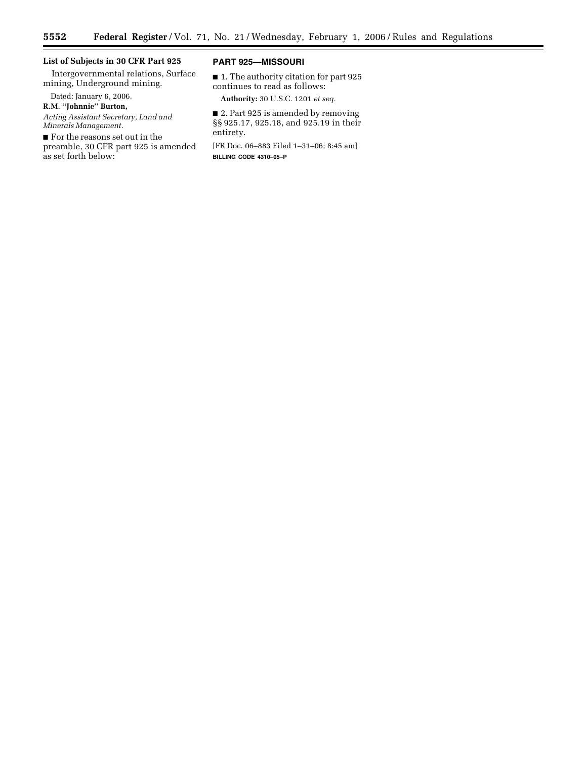**List of Subjects in 30 CFR Part 925**

Intergovernmental relations, Surface mining, Underground mining.

Dated: January 6, 2006.

**R.M. ''Johnnie'' Burton,**

*Acting Assistant Secretary, Land and Minerals Management.*

■ For the reasons set out in the preamble, 30 CFR part 925 is amended as set forth below:

## PART 925—MISSOURI

■ 1. The authority citation for part 925 continues to read as follows:

**Authority:** 30 U.S.C. 1201 *et seq.*

■ 2. Part 925 is amended by removing §§ 925.17, 925.18, and 925.19 in their entirety.

[FR Doc. 06–883 Filed 1–31–06; 8:45 am]

**BILLING CODE 4310–05–P**